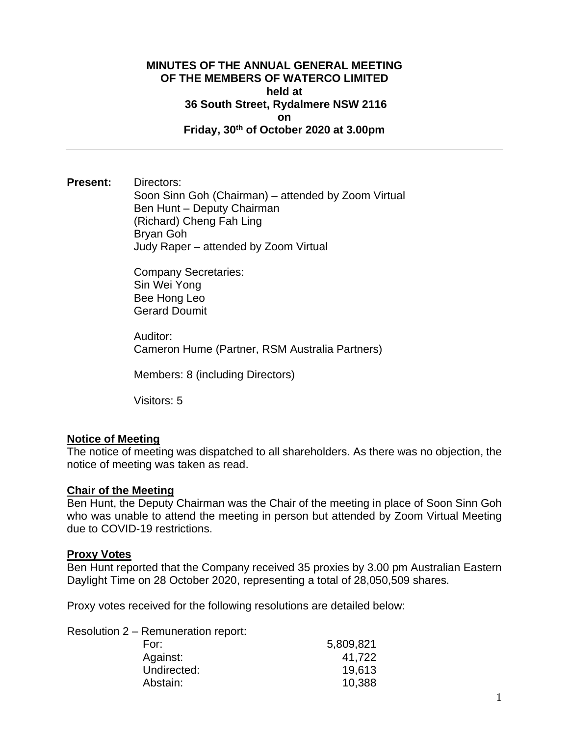# MINUTES OF THE ANNUAL GENERAL MEETING OF THE MEMBERS OF WATERCO LIMITED held at 36 South Street, Rydalmere NSW 2116 on Friday, 30th of October 2020 at 3.00pm

---

**Present:**

Directors:
Soon Sinn Goh (Chairman) – attended by Zoom Virtual
Ben Hunt – Deputy Chairman
(Richard) Cheng Fah Ling
Bryan Goh
Judy Raper – attended by Zoom Virtual

Company Secretaries:
Sin Wei Yong
Bee Hong Leo
Gerard Doumit

Auditor:
Cameron Hume (Partner, RSM Australia Partners)

Members: 8 (including Directors)

Visitors: 5

## Notice of Meeting

The notice of meeting was dispatched to all shareholders. As there was no objection, the notice of meeting was taken as read.

## Chair of the Meeting

Ben Hunt, the Deputy Chairman was the Chair of the meeting in place of Soon Sinn Goh who was unable to attend the meeting in person but attended by Zoom Virtual Meeting due to COVID-19 restrictions.

## Proxy Votes

Ben Hunt reported that the Company received 35 proxies by 3.00 pm Australian Eastern Daylight Time on 28 October 2020, representing a total of 28,050,509 shares.

Proxy votes received for the following resolutions are detailed below:

Resolution 2 – Remuneration report:

| | |
|---|---:|
| For: | 5,809,821 |
| Against: | 41,722 |
| Undirected: | 19,613 |
| Abstain: | 10,388 |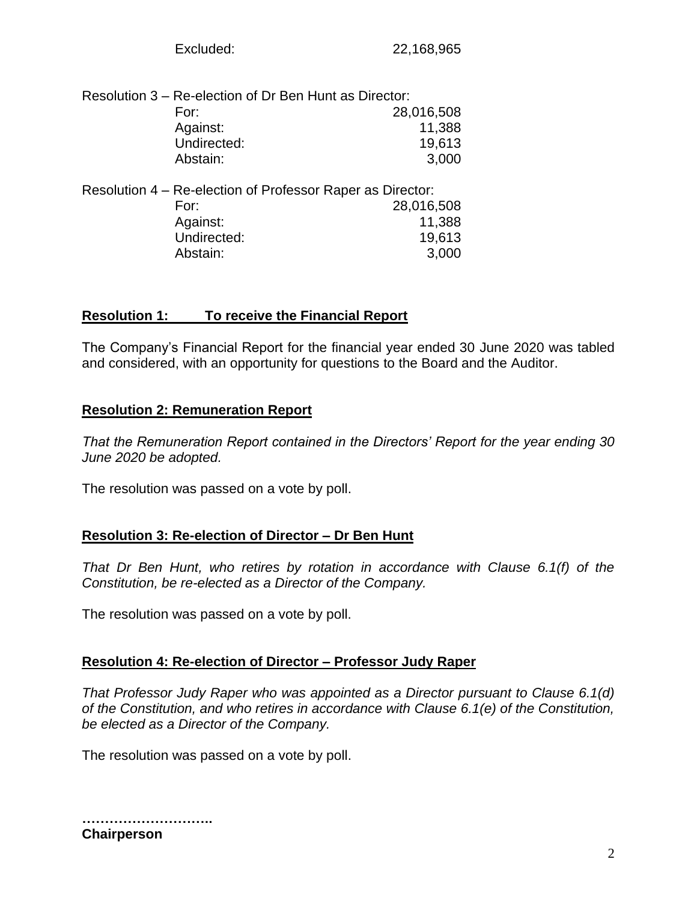| | |
|---|---|
| Excluded: | 22,168,965 |

Resolution 3 – Re-election of Dr Ben Hunt as Director:

| | |
|---|---|
| For: | 28,016,508 |
| Against: | 11,388 |
| Undirected: | 19,613 |
| Abstain: | 3,000 |

Resolution 4 – Re-election of Professor Raper as Director:

| | |
|---|---|
| For: | 28,016,508 |
| Against: | 11,388 |
| Undirected: | 19,613 |
| Abstain: | 3,000 |

## Resolution 1: To receive the Financial Report

The Company's Financial Report for the financial year ended 30 June 2020 was tabled and considered, with an opportunity for questions to the Board and the Auditor.

## Resolution 2: Remuneration Report

*That the Remuneration Report contained in the Directors' Report for the year ending 30 June 2020 be adopted.*

The resolution was passed on a vote by poll.

## Resolution 3: Re-election of Director – Dr Ben Hunt

*That Dr Ben Hunt, who retires by rotation in accordance with Clause 6.1(f) of the Constitution, be re-elected as a Director of the Company.*

The resolution was passed on a vote by poll.

## Resolution 4: Re-election of Director – Professor Judy Raper

*That Professor Judy Raper who was appointed as a Director pursuant to Clause 6.1(d) of the Constitution, and who retires in accordance with Clause 6.1(e) of the Constitution, be elected as a Director of the Company.*

The resolution was passed on a vote by poll.

**……………………….**
**Chairperson**